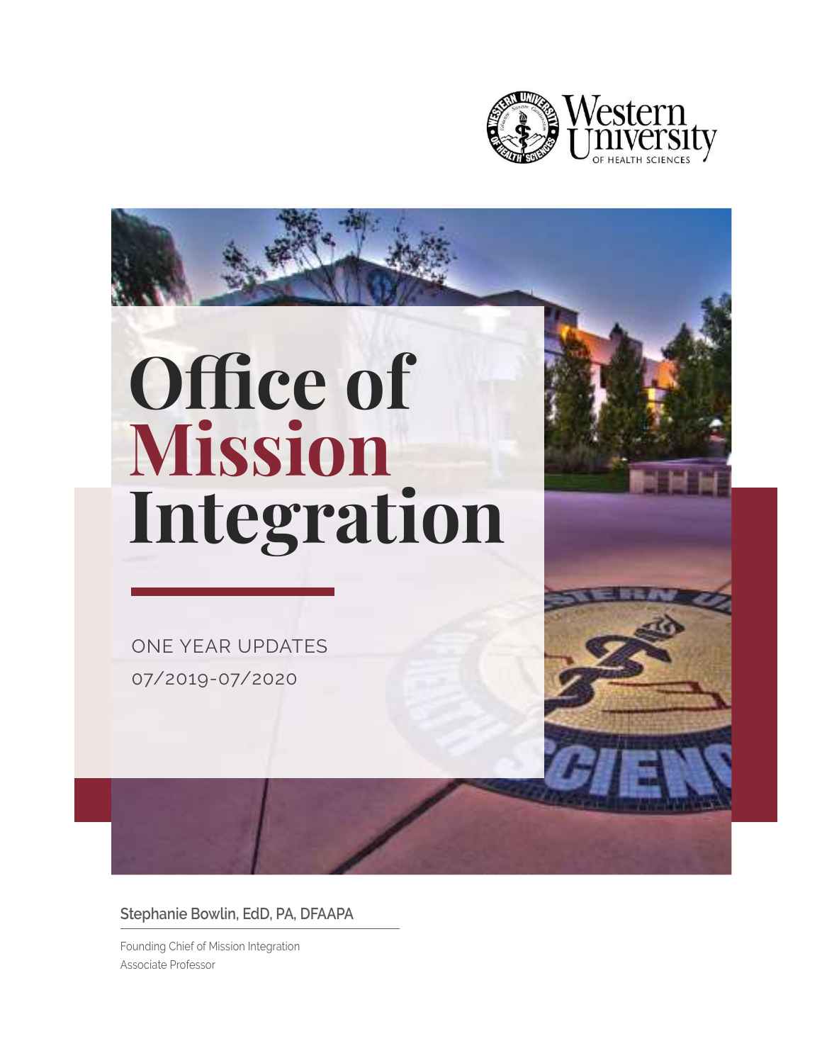Western University OF HEALTH SCIENCES

# Office of Mission Integration

ONE YEAR UPDATES

07/2019-07/2020

**Stephanie Bowlin, EdD, PA, DFAAPA**

Founding Chief of Mission Integration

Associate Professor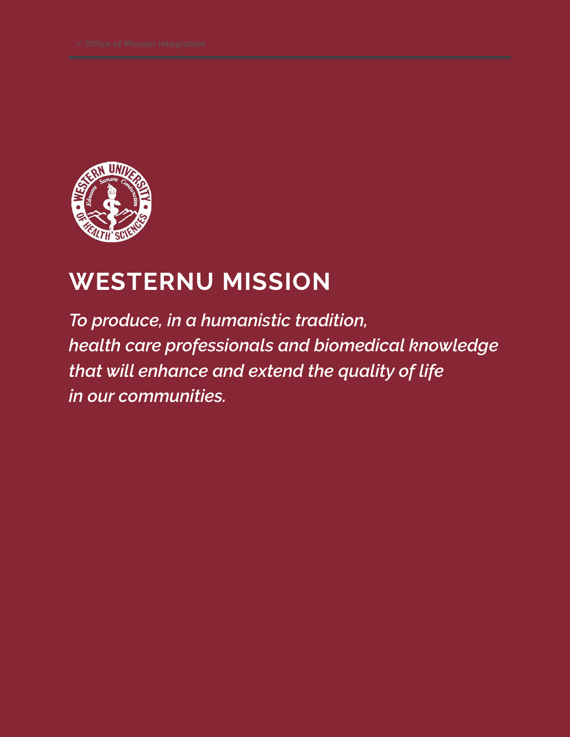# WESTERNU MISSION

*To produce, in a humanistic tradition,
health care professionals and biomedical knowledge
that will enhance and extend the quality of life
in our communities.*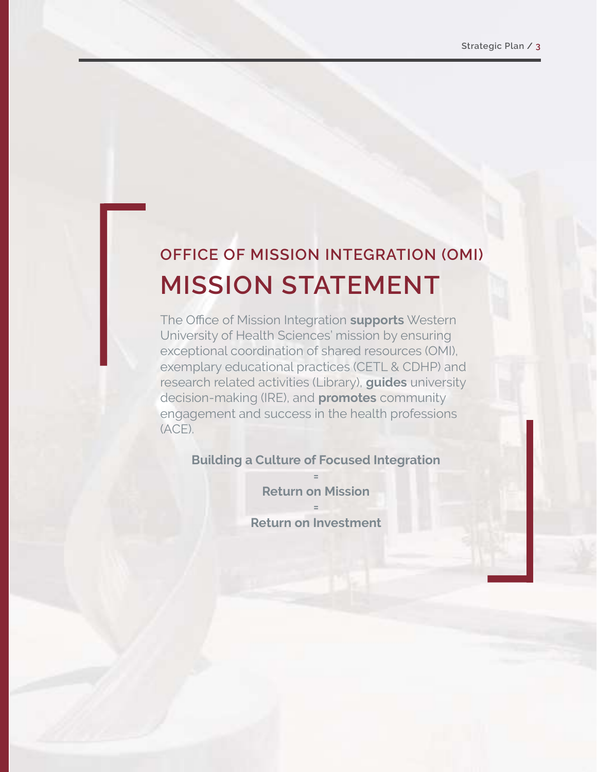## OFFICE OF MISSION INTEGRATION (OMI)

# MISSION STATEMENT

The Office of Mission Integration **supports** Western University of Health Sciences' mission by ensuring exceptional coordination of shared resources (OMI), exemplary educational practices (CETL & CDHP) and research related activities (Library), **guides** university decision-making (IRE), and **promotes** community engagement and success in the health professions (ACE).

**Building a Culture of Focused Integration**

**=**

**Return on Mission**

**=**

**Return on Investment**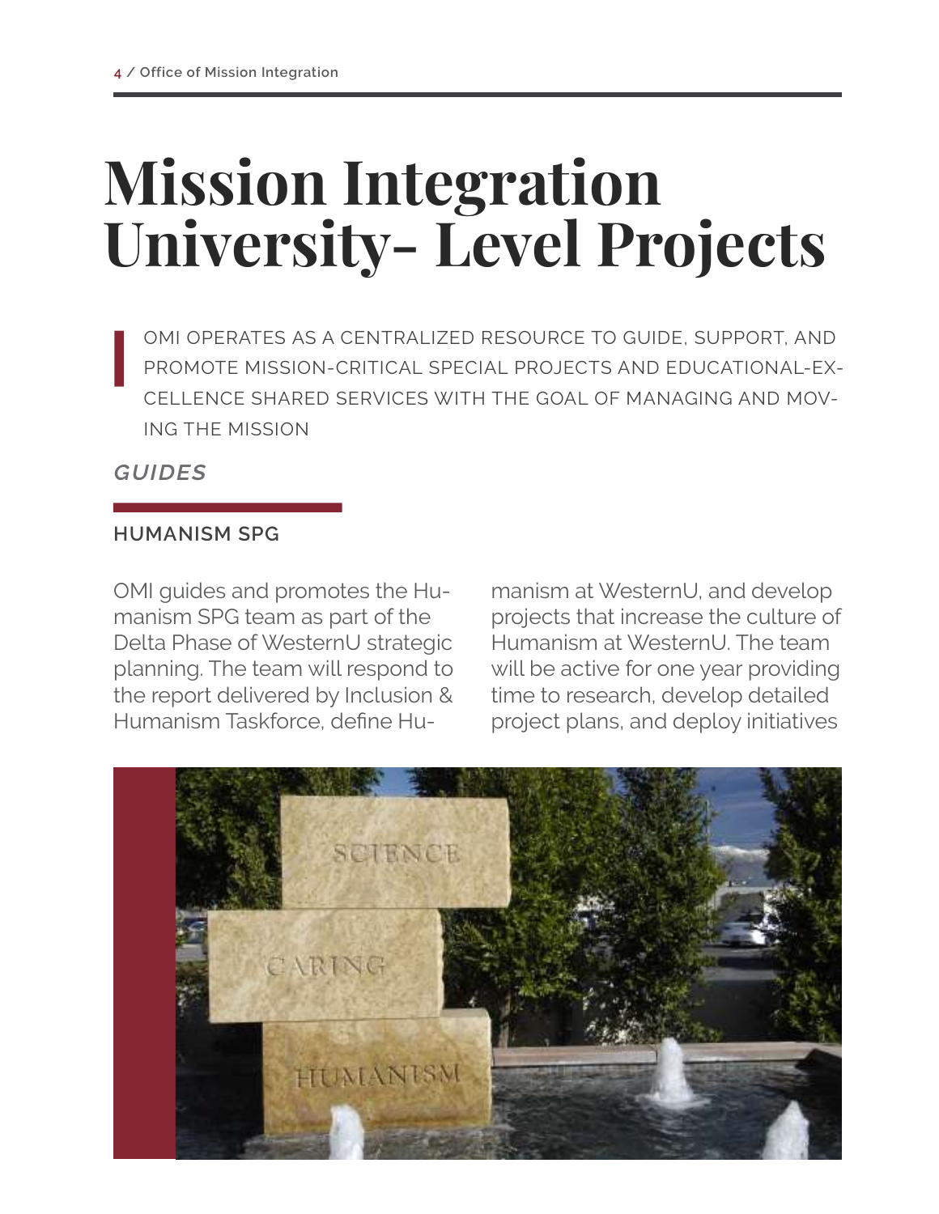# Mission Integration University- Level Projects

OMI OPERATES AS A CENTRALIZED RESOURCE TO GUIDE, SUPPORT, AND PROMOTE MISSION-CRITICAL SPECIAL PROJECTS AND EDUCATIONAL-EXCELLENCE SHARED SERVICES WITH THE GOAL OF MANAGING AND MOVING THE MISSION

***GUIDES***

### HUMANISM SPG

OMI guides and promotes the Humanism SPG team as part of the Delta Phase of WesternU strategic planning. The team will respond to the report delivered by Inclusion & Humanism Taskforce, define Humanism at WesternU, and develop projects that increase the culture of Humanism at WesternU. The team will be active for one year providing time to research, develop detailed project plans, and deploy initiatives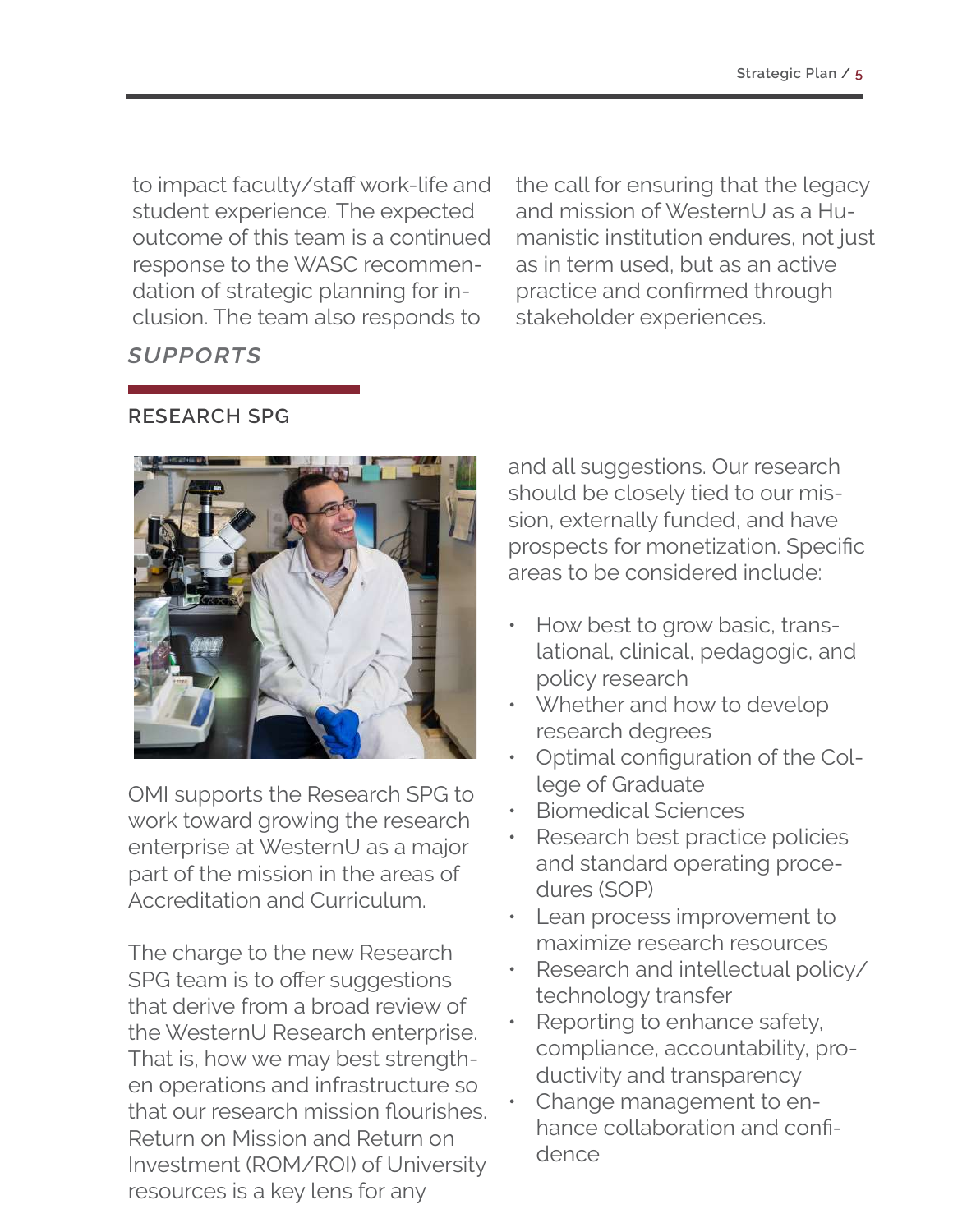to impact faculty/staff work-life and student experience. The expected outcome of this team is a continued response to the WASC recommendation of strategic planning for inclusion. The team also responds to the call for ensuring that the legacy and mission of WesternU as a Humanistic institution endures, not just as in term used, but as an active practice and confirmed through stakeholder experiences.

***SUPPORTS***

### RESEARCH SPG

OMI supports the Research SPG to work toward growing the research enterprise at WesternU as a major part of the mission in the areas of Accreditation and Curriculum.

The charge to the new Research SPG team is to offer suggestions that derive from a broad review of the WesternU Research enterprise. That is, how we may best strengthen operations and infrastructure so that our research mission flourishes. Return on Mission and Return on Investment (ROM/ROI) of University resources is a key lens for any and all suggestions. Our research should be closely tied to our mission, externally funded, and have prospects for monetization. Specific areas to be considered include:

- How best to grow basic, translational, clinical, pedagogic, and policy research
- Whether and how to develop research degrees
- Optimal configuration of the College of Graduate
- Biomedical Sciences
- Research best practice policies and standard operating procedures (SOP)
- Lean process improvement to maximize research resources
- Research and intellectual policy/technology transfer
- Reporting to enhance safety, compliance, accountability, productivity and transparency
- Change management to enhance collaboration and confidence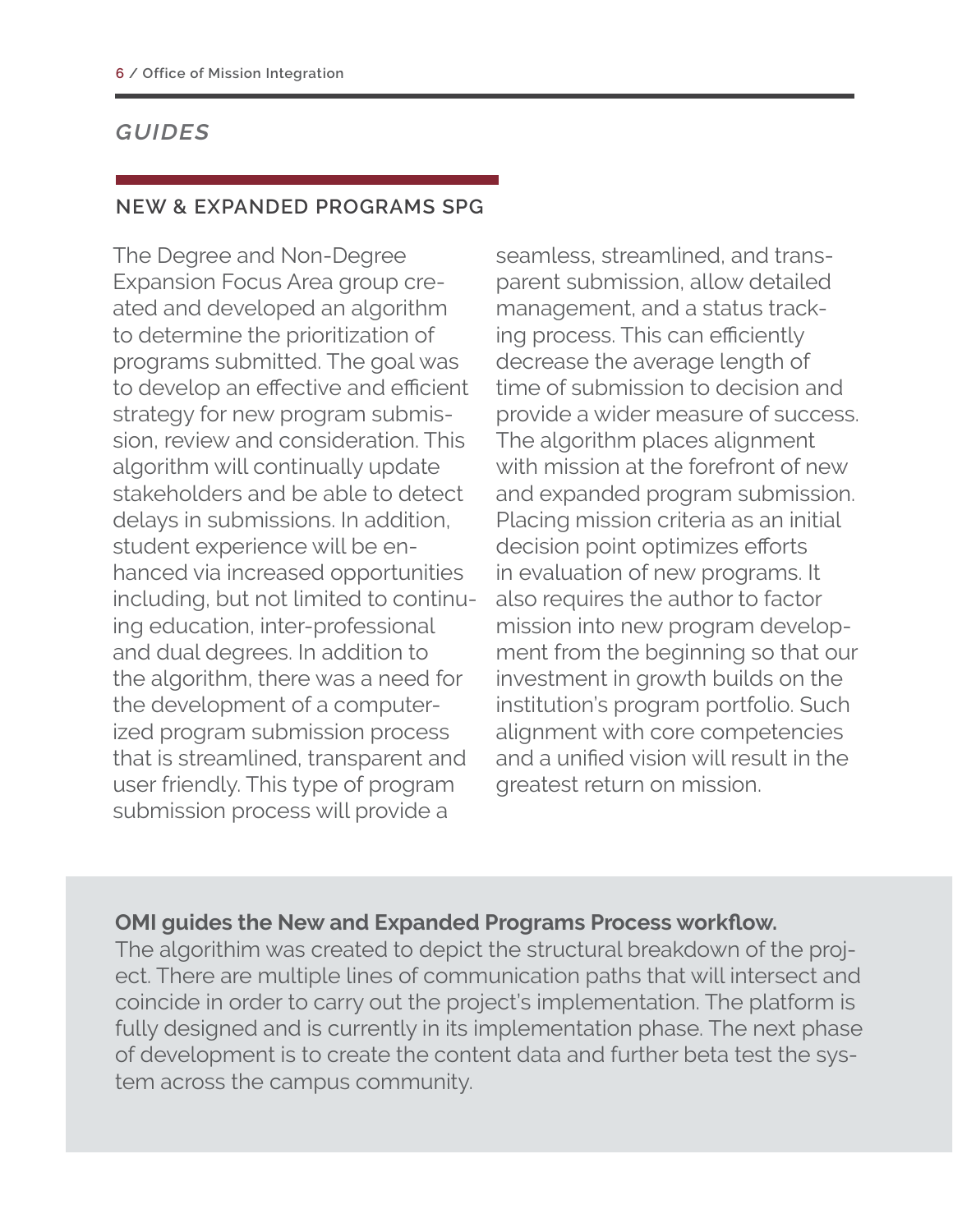## *GUIDES*

### NEW & EXPANDED PROGRAMS SPG

The Degree and Non-Degree Expansion Focus Area group created and developed an algorithm to determine the prioritization of programs submitted. The goal was to develop an effective and efficient strategy for new program submission, review and consideration. This algorithm will continually update stakeholders and be able to detect delays in submissions. In addition, student experience will be enhanced via increased opportunities including, but not limited to continuing education, inter-professional and dual degrees. In addition to the algorithm, there was a need for the development of a computerized program submission process that is streamlined, transparent and user friendly. This type of program submission process will provide a seamless, streamlined, and transparent submission, allow detailed management, and a status tracking process. This can efficiently decrease the average length of time of submission to decision and provide a wider measure of success. The algorithm places alignment with mission at the forefront of new and expanded program submission. Placing mission criteria as an initial decision point optimizes efforts in evaluation of new programs. It also requires the author to factor mission into new program development from the beginning so that our investment in growth builds on the institution's program portfolio. Such alignment with core competencies and a unified vision will result in the greatest return on mission.

**OMI guides the New and Expanded Programs Process workflow.**
The algorithim was created to depict the structural breakdown of the project. There are multiple lines of communication paths that will intersect and coincide in order to carry out the project's implementation. The platform is fully designed and is currently in its implementation phase. The next phase of development is to create the content data and further beta test the system across the campus community.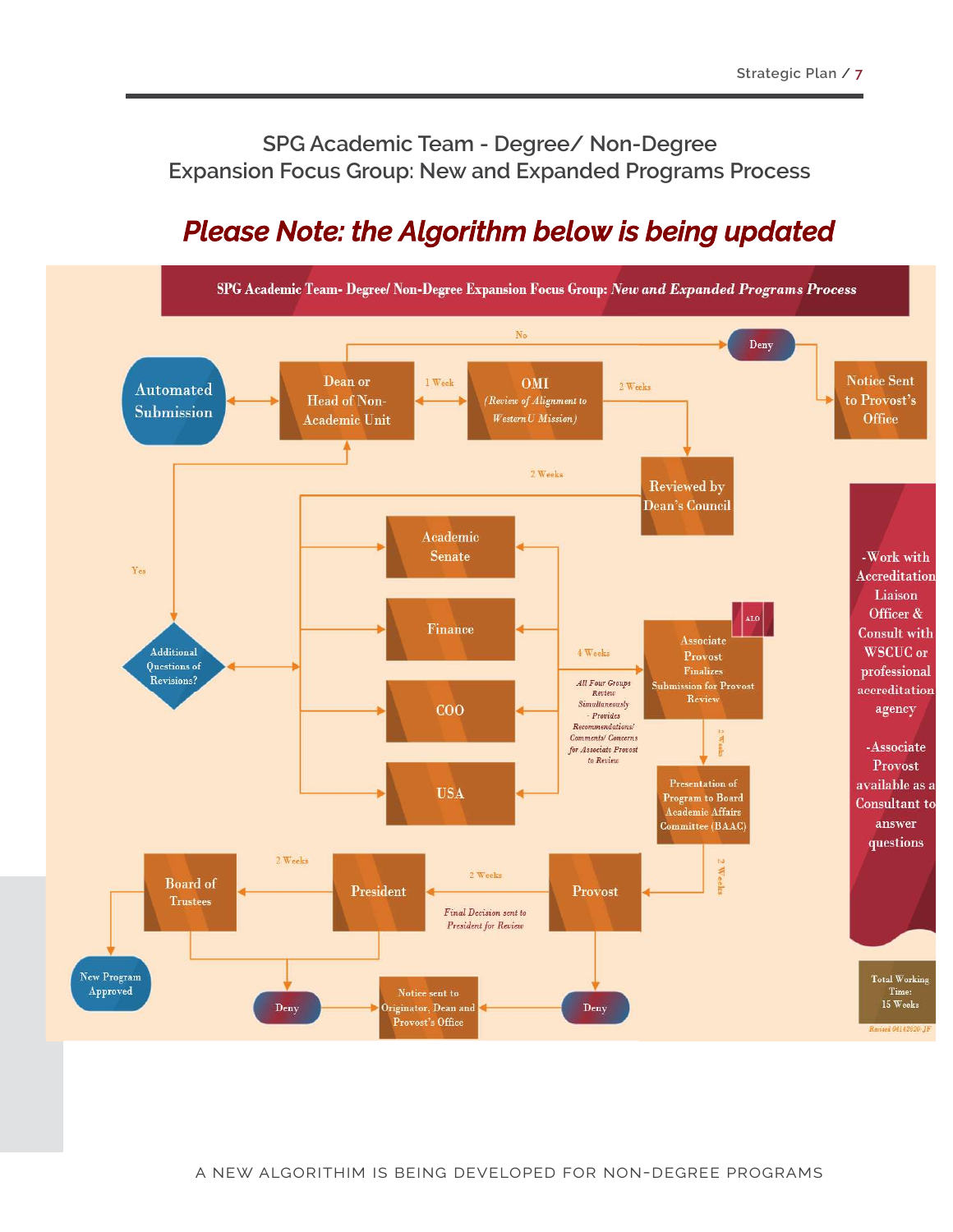## SPG Academic Team - Degree/ Non-Degree Expansion Focus Group: New and Expanded Programs Process

### *Please Note: the Algorithm below is being updated*

**SPG Academic Team- Degree/ Non-Degree Expansion Focus Group:** ***New and Expanded Programs Process***

Automated Submission

Dean or Head of Non-Academic Unit

1 Week

OMI (*Review of Alignment to WesternU Mission*)

No

Deny

Notice Sent to Provost's Office

2 Weeks

Reviewed by Dean's Council

2 Weeks

Yes

Additional Questions of Revisions?

Academic Senate

Finance

COO

USA

4 Weeks

*All Four Groups Review Simultaneously - Provides Recommendations/ Comments/ Concerns for Associate Provost to Review*

ALO

Associate Provost Finalizes Submission for Provost Review

2 Weeks

Presentation of Program to Board Academic Affairs Committee (BAAC)

2 Weeks

Provost

2 Weeks

*Final Decision sent to President for Review*

President

2 Weeks

Board of Trustees

New Program Approved

Deny

Notice sent to Originator, Dean and Provost's Office

Deny

-Work with Accreditation Liaison Officer & Consult with WSCUC or professional accreditation agency

-Associate Provost available as a Consultant to answer questions

Total Working Time: 15 Weeks

*Revised 06142020-JF*

A NEW ALGORITHIM IS BEING DEVELOPED FOR NON-DEGREE PROGRAMS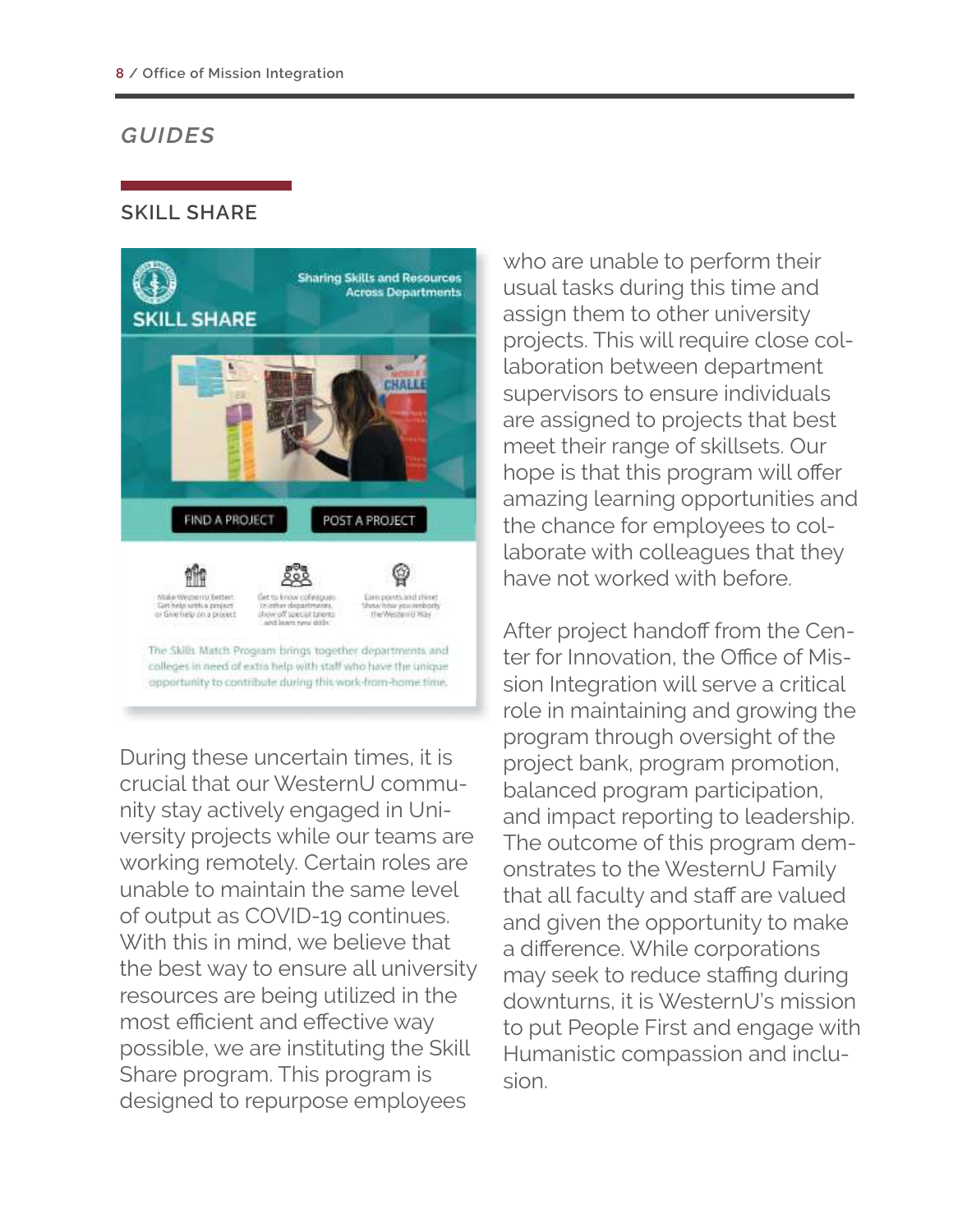## GUIDES

### SKILL SHARE

During these uncertain times, it is crucial that our WesternU community stay actively engaged in University projects while our teams are working remotely. Certain roles are unable to maintain the same level of output as COVID-19 continues. With this in mind, we believe that the best way to ensure all university resources are being utilized in the most efficient and effective way possible, we are instituting the Skill Share program. This program is designed to repurpose employees who are unable to perform their usual tasks during this time and assign them to other university projects. This will require close collaboration between department supervisors to ensure individuals are assigned to projects that best meet their range of skillsets. Our hope is that this program will offer amazing learning opportunities and the chance for employees to collaborate with colleagues that they have not worked with before.

After project handoff from the Center for Innovation, the Office of Mission Integration will serve a critical role in maintaining and growing the program through oversight of the project bank, program promotion, balanced program participation, and impact reporting to leadership. The outcome of this program demonstrates to the WesternU Family that all faculty and staff are valued and given the opportunity to make a difference. While corporations may seek to reduce staffing during downturns, it is WesternU's mission to put People First and engage with Humanistic compassion and inclusion.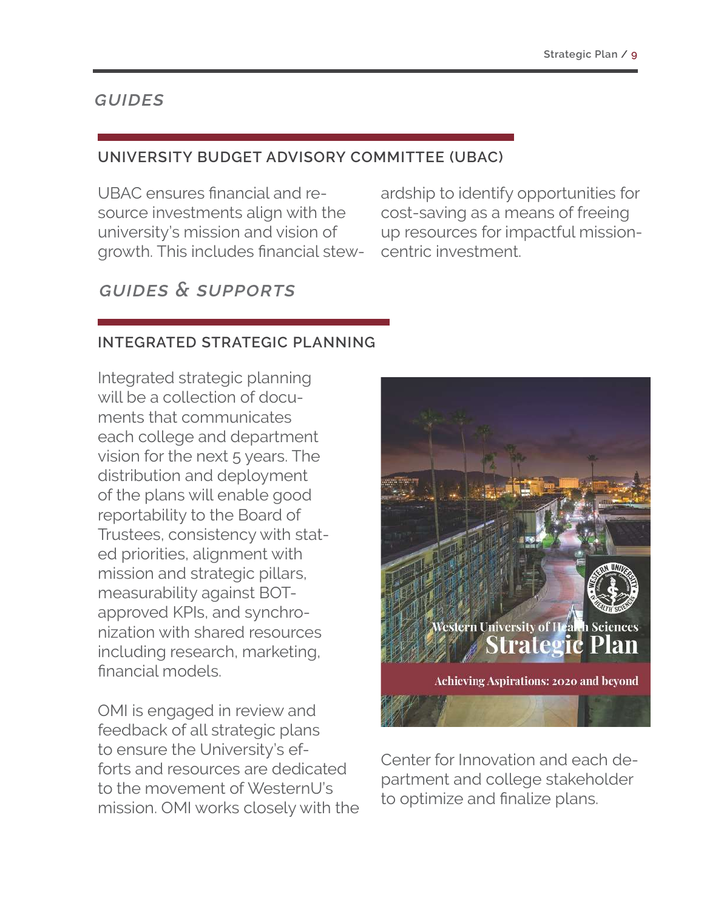## *GUIDES*

### UNIVERSITY BUDGET ADVISORY COMMITTEE (UBAC)

UBAC ensures financial and resource investments align with the university's mission and vision of growth. This includes financial stewardship to identify opportunities for cost-saving as a means of freeing up resources for impactful mission-centric investment.

## *GUIDES & SUPPORTS*

### INTEGRATED STRATEGIC PLANNING

Integrated strategic planning will be a collection of documents that communicates each college and department vision for the next 5 years. The distribution and deployment of the plans will enable good reportability to the Board of Trustees, consistency with stated priorities, alignment with mission and strategic pillars, measurability against BOT-approved KPIs, and synchronization with shared resources including research, marketing, financial models.

OMI is engaged in review and feedback of all strategic plans to ensure the University's efforts and resources are dedicated to the movement of WesternU's mission. OMI works closely with the Center for Innovation and each department and college stakeholder to optimize and finalize plans.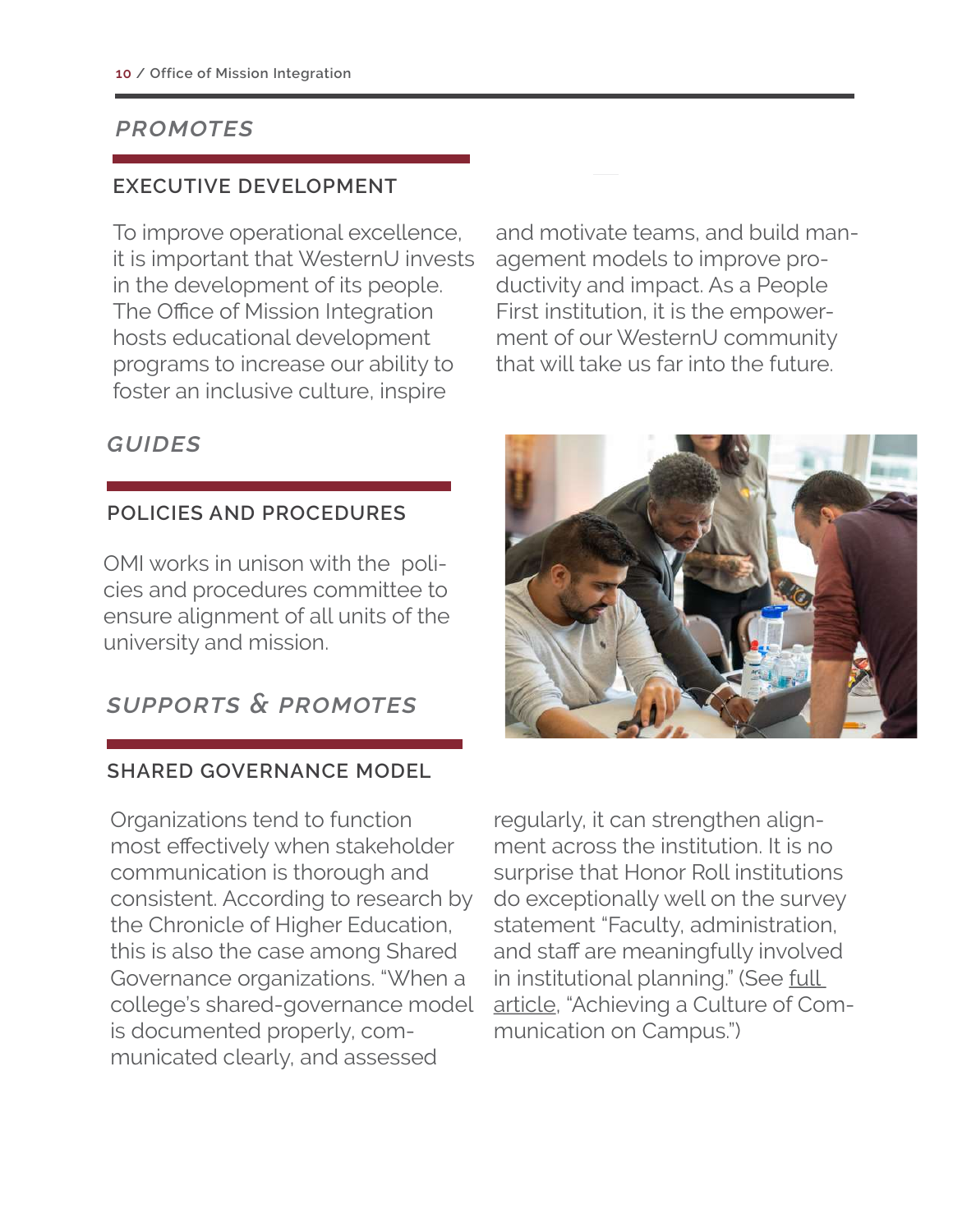## *PROMOTES*

### EXECUTIVE DEVELOPMENT

To improve operational excellence, it is important that WesternU invests in the development of its people. The Office of Mission Integration hosts educational development programs to increase our ability to foster an inclusive culture, inspire and motivate teams, and build management models to improve productivity and impact. As a People First institution, it is the empowerment of our WesternU community that will take us far into the future.

## *GUIDES*

### POLICIES AND PROCEDURES

OMI works in unison with the policies and procedures committee to ensure alignment of all units of the university and mission.

## *SUPPORTS & PROMOTES*

### SHARED GOVERNANCE MODEL

Organizations tend to function most effectively when stakeholder communication is thorough and consistent. According to research by the Chronicle of Higher Education, this is also the case among Shared Governance organizations. "When a college's shared-governance model is documented properly, communicated clearly, and assessed regularly, it can strengthen alignment across the institution. It is no surprise that Honor Roll institutions do exceptionally well on the survey statement "Faculty, administration, and staff are meaningfully involved in institutional planning." (See full article, "Achieving a Culture of Communication on Campus.")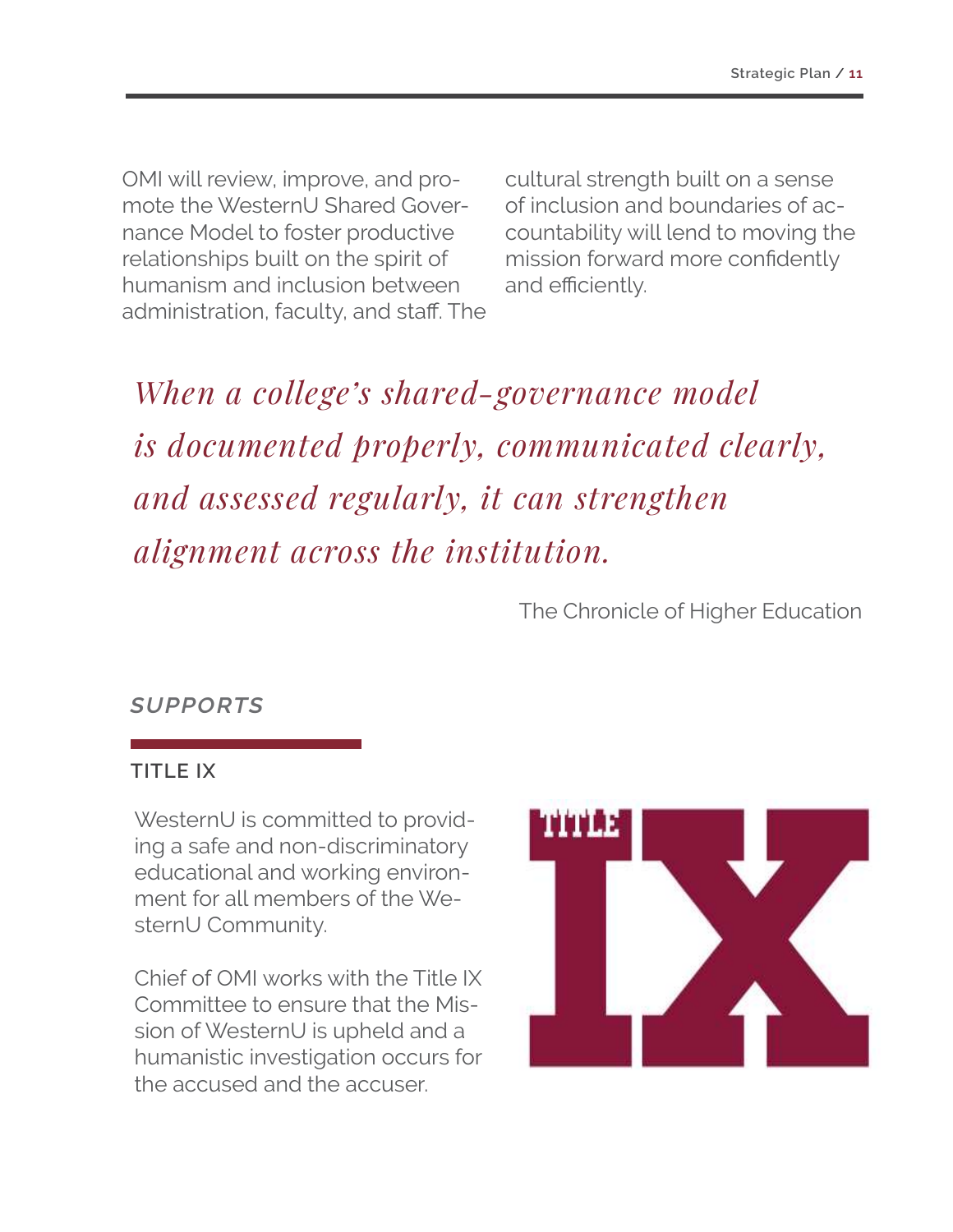OMI will review, improve, and promote the WesternU Shared Governance Model to foster productive relationships built on the spirit of humanism and inclusion between administration, faculty, and staff. The cultural strength built on a sense of inclusion and boundaries of accountability will lend to moving the mission forward more confidently and efficiently.

> *When a college's shared-governance model is documented properly, communicated clearly, and assessed regularly, it can strengthen alignment across the institution.*
>
> The Chronicle of Higher Education

## *SUPPORTS*

### TITLE IX

WesternU is committed to providing a safe and non-discriminatory educational and working environment for all members of the WesternU Community.

Chief of OMI works with the Title IX Committee to ensure that the Mission of WesternU is upheld and a humanistic investigation occurs for the accused and the accuser.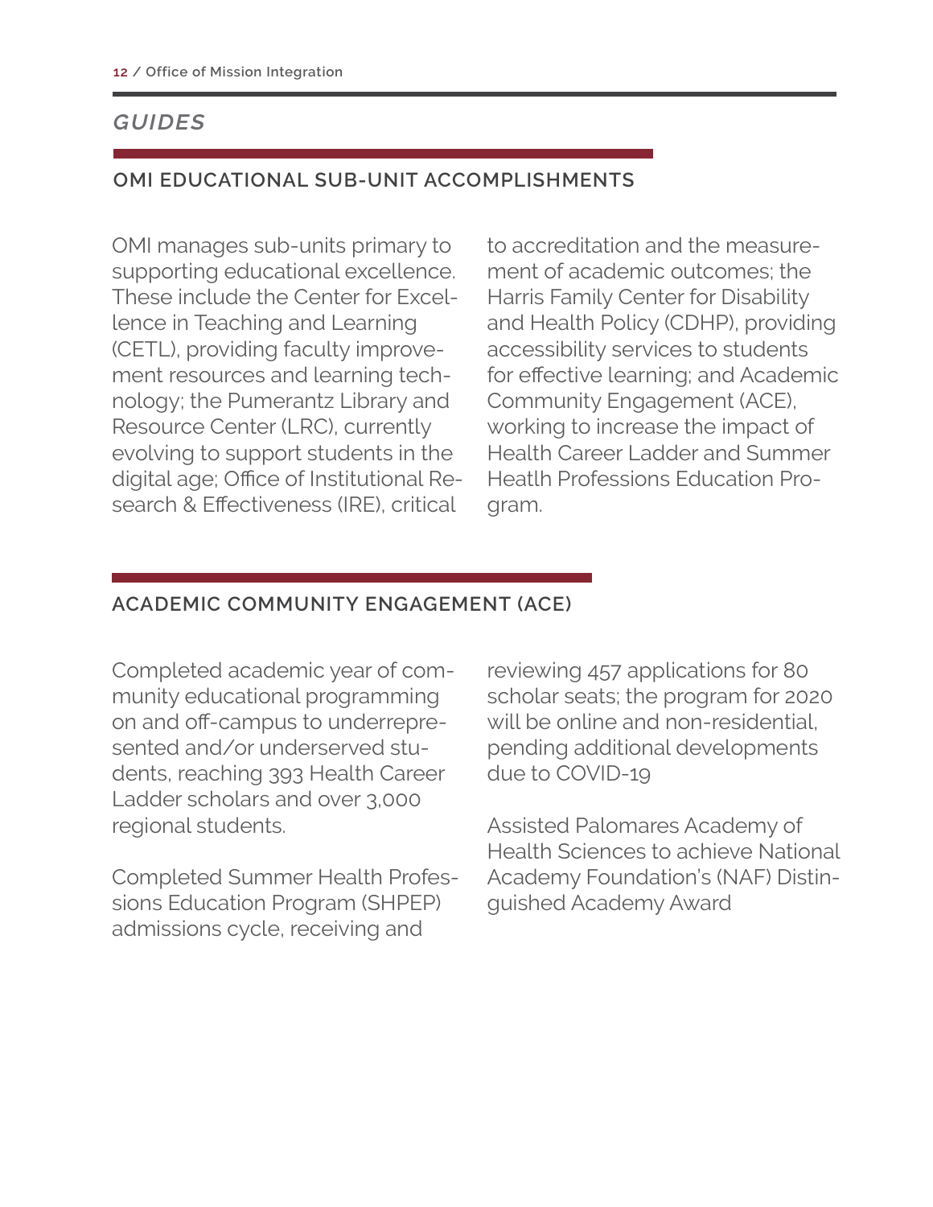## *GUIDES*

### OMI EDUCATIONAL SUB-UNIT ACCOMPLISHMENTS

OMI manages sub-units primary to supporting educational excellence. These include the Center for Excellence in Teaching and Learning (CETL), providing faculty improvement resources and learning technology; the Pumerantz Library and Resource Center (LRC), currently evolving to support students in the digital age; Office of Institutional Research & Effectiveness (IRE), critical to accreditation and the measurement of academic outcomes; the Harris Family Center for Disability and Health Policy (CDHP), providing accessibility services to students for effective learning; and Academic Community Engagement (ACE), working to increase the impact of Health Career Ladder and Summer Heatlh Professions Education Program.

### ACADEMIC COMMUNITY ENGAGEMENT (ACE)

Completed academic year of community educational programming on and off-campus to underrepresented and/or underserved students, reaching 393 Health Career Ladder scholars and over 3,000 regional students.

Completed Summer Health Professions Education Program (SHPEP) admissions cycle, receiving and reviewing 457 applications for 80 scholar seats; the program for 2020 will be online and non-residential, pending additional developments due to COVID-19

Assisted Palomares Academy of Health Sciences to achieve National Academy Foundation's (NAF) Distinguished Academy Award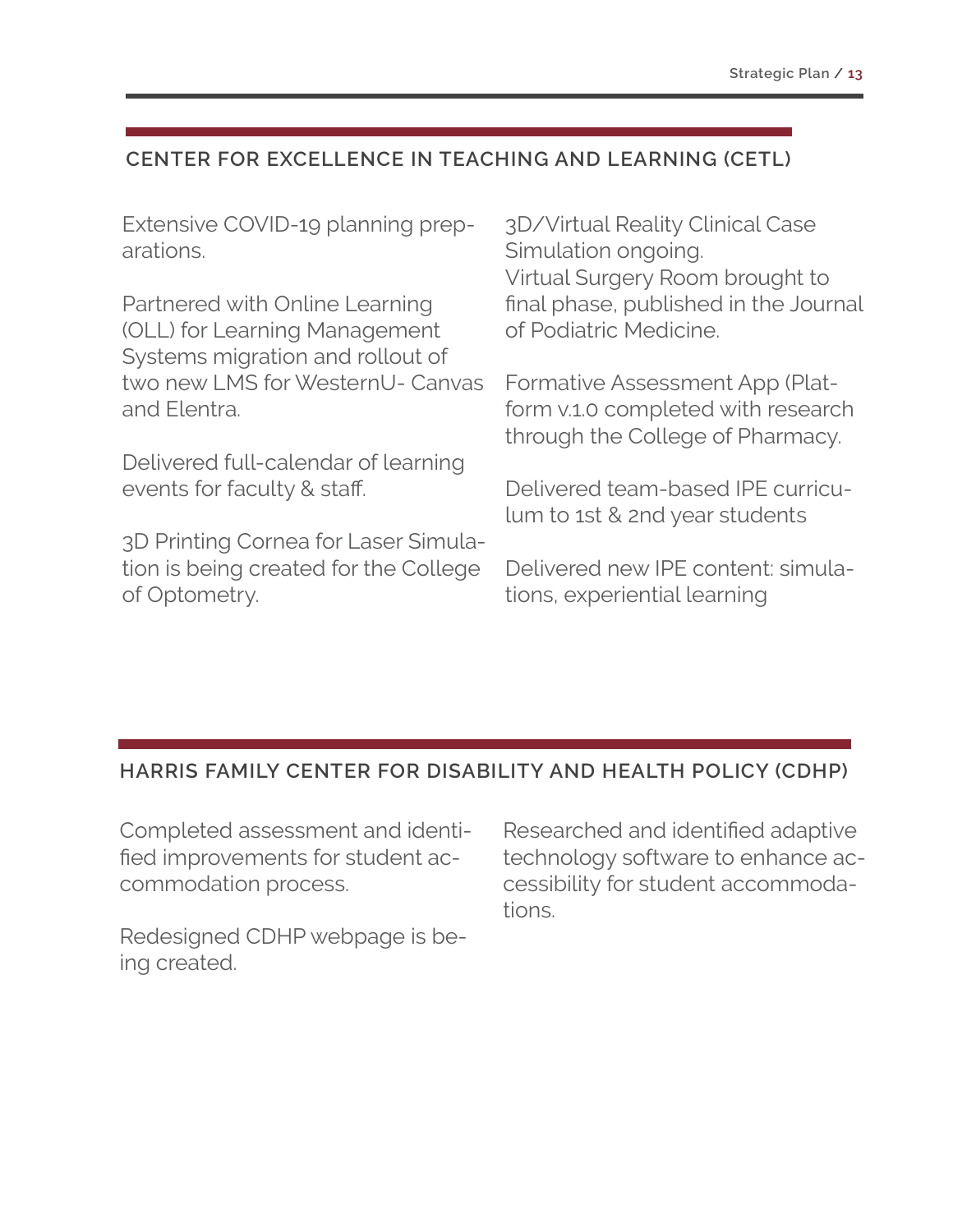## CENTER FOR EXCELLENCE IN TEACHING AND LEARNING (CETL)

Extensive COVID-19 planning preparations.

Partnered with Online Learning (OLL) for Learning Management Systems migration and rollout of two new LMS for WesternU- Canvas and Elentra.

Delivered full-calendar of learning events for faculty & staff.

3D Printing Cornea for Laser Simulation is being created for the College of Optometry.

3D/Virtual Reality Clinical Case Simulation ongoing.
Virtual Surgery Room brought to final phase, published in the Journal of Podiatric Medicine.

Formative Assessment App (Platform v.1.0 completed with research through the College of Pharmacy.

Delivered team-based IPE curriculum to 1st & 2nd year students

Delivered new IPE content: simulations, experiential learning

## HARRIS FAMILY CENTER FOR DISABILITY AND HEALTH POLICY (CDHP)

Completed assessment and identified improvements for student accommodation process.

Redesigned CDHP webpage is being created.

Researched and identified adaptive technology software to enhance accessibility for student accommodations.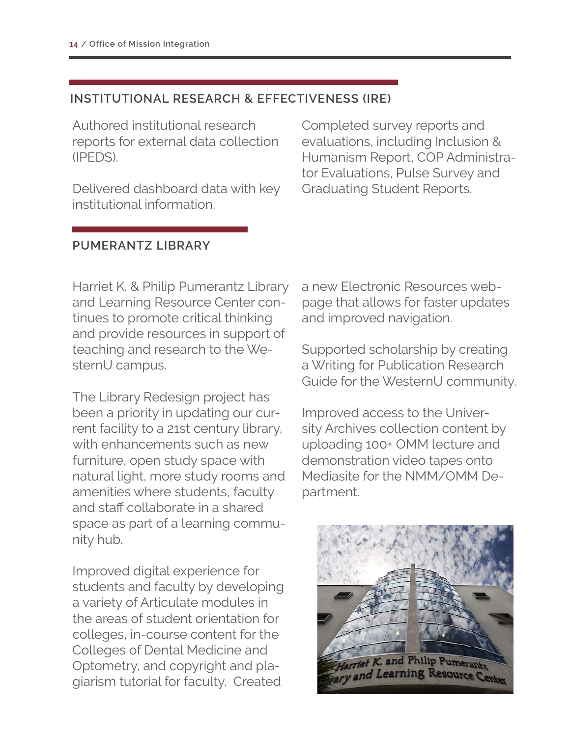## INSTITUTIONAL RESEARCH & EFFECTIVENESS (IRE)

Authored institutional research reports for external data collection (IPEDS).

Delivered dashboard data with key institutional information.

Completed survey reports and evaluations, including Inclusion & Humanism Report, COP Administrator Evaluations, Pulse Survey and Graduating Student Reports.

## PUMERANTZ LIBRARY

Harriet K. & Philip Pumerantz Library and Learning Resource Center continues to promote critical thinking and provide resources in support of teaching and research to the WesternU campus.

The Library Redesign project has been a priority in updating our current facility to a 21st century library, with enhancements such as new furniture, open study space with natural light, more study rooms and amenities where students, faculty and staff collaborate in a shared space as part of a learning community hub.

Improved digital experience for students and faculty by developing a variety of Articulate modules in the areas of student orientation for colleges, in-course content for the Colleges of Dental Medicine and Optometry, and copyright and plagiarism tutorial for faculty. Created a new Electronic Resources webpage that allows for faster updates and improved navigation.

Supported scholarship by creating a Writing for Publication Research Guide for the WesternU community.

Improved access to the University Archives collection content by uploading 100+ OMM lecture and demonstration video tapes onto Mediasite for the NMM/OMM Department.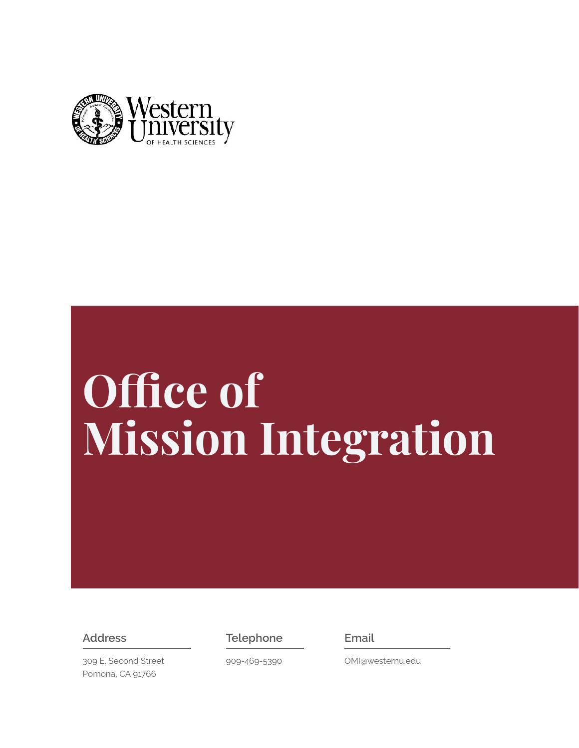Western University OF HEALTH SCIENCES

# Office of Mission Integration

**Address**

309 E. Second Street
Pomona, CA 91766

**Telephone**

909-469-5390

**Email**

OMI@westernu.edu